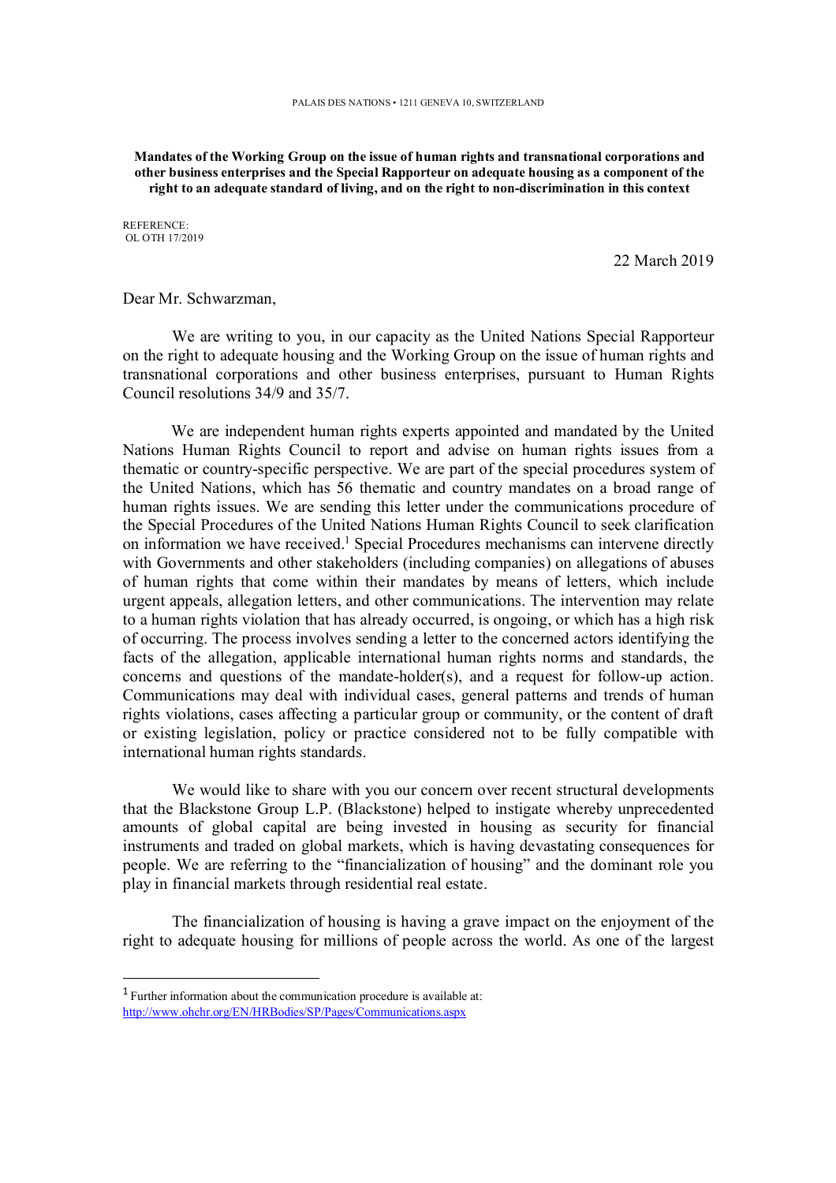PALAIS DES NATIONS • 1211 GENEVA 10, SWITZERLAND

**Mandates of the Working Group on the issue of human rights and transnational corporations and other business enterprises and the Special Rapporteur on adequate housing as a component of the right to an adequate standard of living, and on the right to non-discrimination in this context**

REFERENCE:
OL OTH 17/2019

22 March 2019

Dear Mr. Schwarzman,

We are writing to you, in our capacity as the United Nations Special Rapporteur on the right to adequate housing and the Working Group on the issue of human rights and transnational corporations and other business enterprises, pursuant to Human Rights Council resolutions 34/9 and 35/7.

We are independent human rights experts appointed and mandated by the United Nations Human Rights Council to report and advise on human rights issues from a thematic or country-specific perspective. We are part of the special procedures system of the United Nations, which has 56 thematic and country mandates on a broad range of human rights issues. We are sending this letter under the communications procedure of the Special Procedures of the United Nations Human Rights Council to seek clarification on information we have received.[1] Special Procedures mechanisms can intervene directly with Governments and other stakeholders (including companies) on allegations of abuses of human rights that come within their mandates by means of letters, which include urgent appeals, allegation letters, and other communications. The intervention may relate to a human rights violation that has already occurred, is ongoing, or which has a high risk of occurring. The process involves sending a letter to the concerned actors identifying the facts of the allegation, applicable international human rights norms and standards, the concerns and questions of the mandate-holder(s), and a request for follow-up action. Communications may deal with individual cases, general patterns and trends of human rights violations, cases affecting a particular group or community, or the content of draft or existing legislation, policy or practice considered not to be fully compatible with international human rights standards.

We would like to share with you our concern over recent structural developments that the Blackstone Group L.P. (Blackstone) helped to instigate whereby unprecedented amounts of global capital are being invested in housing as security for financial instruments and traded on global markets, which is having devastating consequences for people. We are referring to the "financialization of housing" and the dominant role you play in financial markets through residential real estate.

The financialization of housing is having a grave impact on the enjoyment of the right to adequate housing for millions of people across the world. As one of the largest

[1] Further information about the communication procedure is available at: http://www.ohchr.org/EN/HRBodies/SP/Pages/Communications.aspx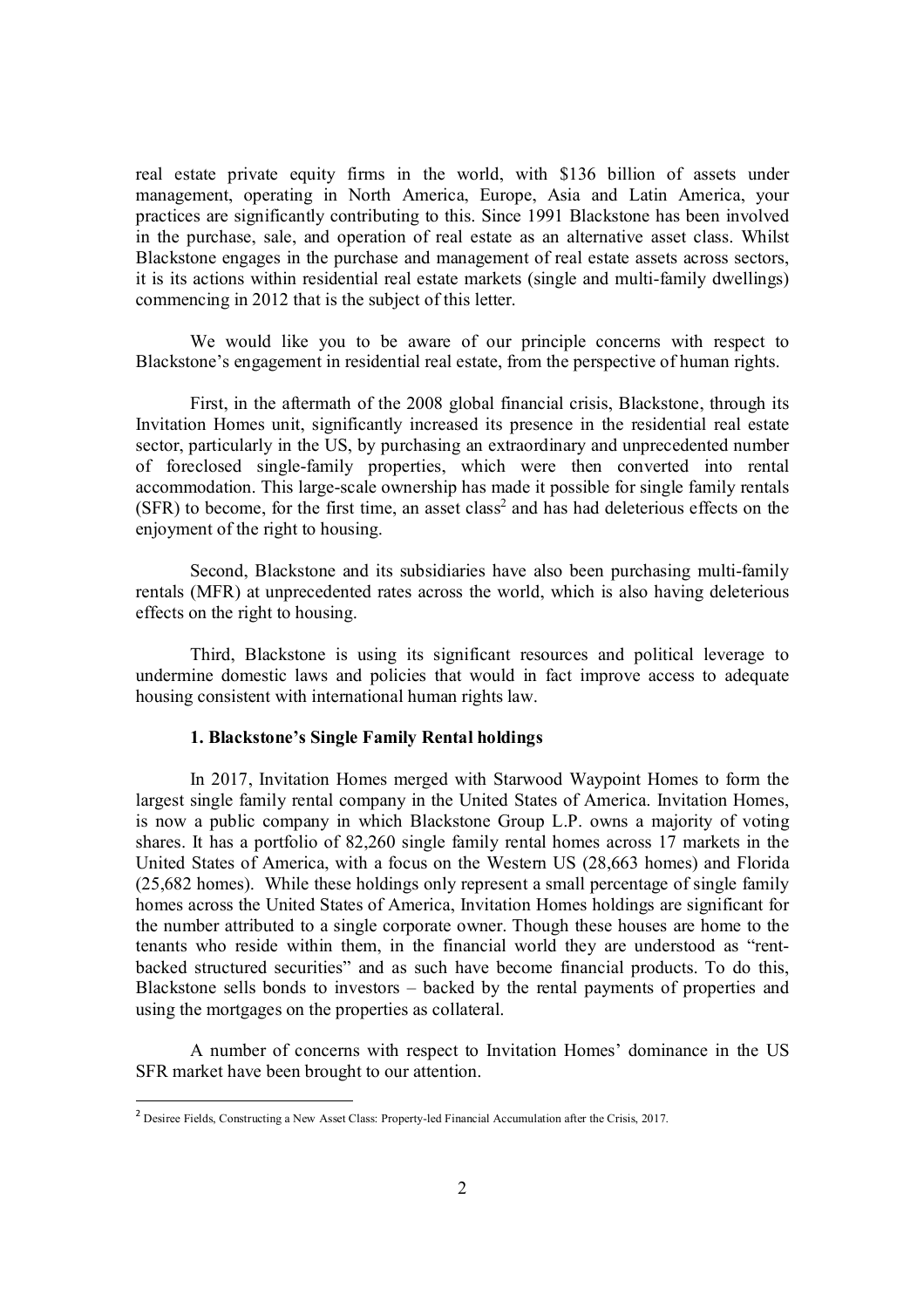real estate private equity firms in the world, with $136 billion of assets under management, operating in North America, Europe, Asia and Latin America, your practices are significantly contributing to this. Since 1991 Blackstone has been involved in the purchase, sale, and operation of real estate as an alternative asset class. Whilst Blackstone engages in the purchase and management of real estate assets across sectors, it is its actions within residential real estate markets (single and multi-family dwellings) commencing in 2012 that is the subject of this letter.

We would like you to be aware of our principle concerns with respect to Blackstone's engagement in residential real estate, from the perspective of human rights.

First, in the aftermath of the 2008 global financial crisis, Blackstone, through its Invitation Homes unit, significantly increased its presence in the residential real estate sector, particularly in the US, by purchasing an extraordinary and unprecedented number of foreclosed single-family properties, which were then converted into rental accommodation. This large-scale ownership has made it possible for single family rentals (SFR) to become, for the first time, an asset class[2] and has had deleterious effects on the enjoyment of the right to housing.

Second, Blackstone and its subsidiaries have also been purchasing multi-family rentals (MFR) at unprecedented rates across the world, which is also having deleterious effects on the right to housing.

Third, Blackstone is using its significant resources and political leverage to undermine domestic laws and policies that would in fact improve access to adequate housing consistent with international human rights law.

**1. Blackstone's Single Family Rental holdings**

In 2017, Invitation Homes merged with Starwood Waypoint Homes to form the largest single family rental company in the United States of America. Invitation Homes, is now a public company in which Blackstone Group L.P. owns a majority of voting shares. It has a portfolio of 82,260 single family rental homes across 17 markets in the United States of America, with a focus on the Western US (28,663 homes) and Florida (25,682 homes). While these holdings only represent a small percentage of single family homes across the United States of America, Invitation Homes holdings are significant for the number attributed to a single corporate owner. Though these houses are home to the tenants who reside within them, in the financial world they are understood as "rent-backed structured securities" and as such have become financial products. To do this, Blackstone sells bonds to investors – backed by the rental payments of properties and using the mortgages on the properties as collateral.

A number of concerns with respect to Invitation Homes' dominance in the US SFR market have been brought to our attention.

[2] Desiree Fields, Constructing a New Asset Class: Property-led Financial Accumulation after the Crisis, 2017.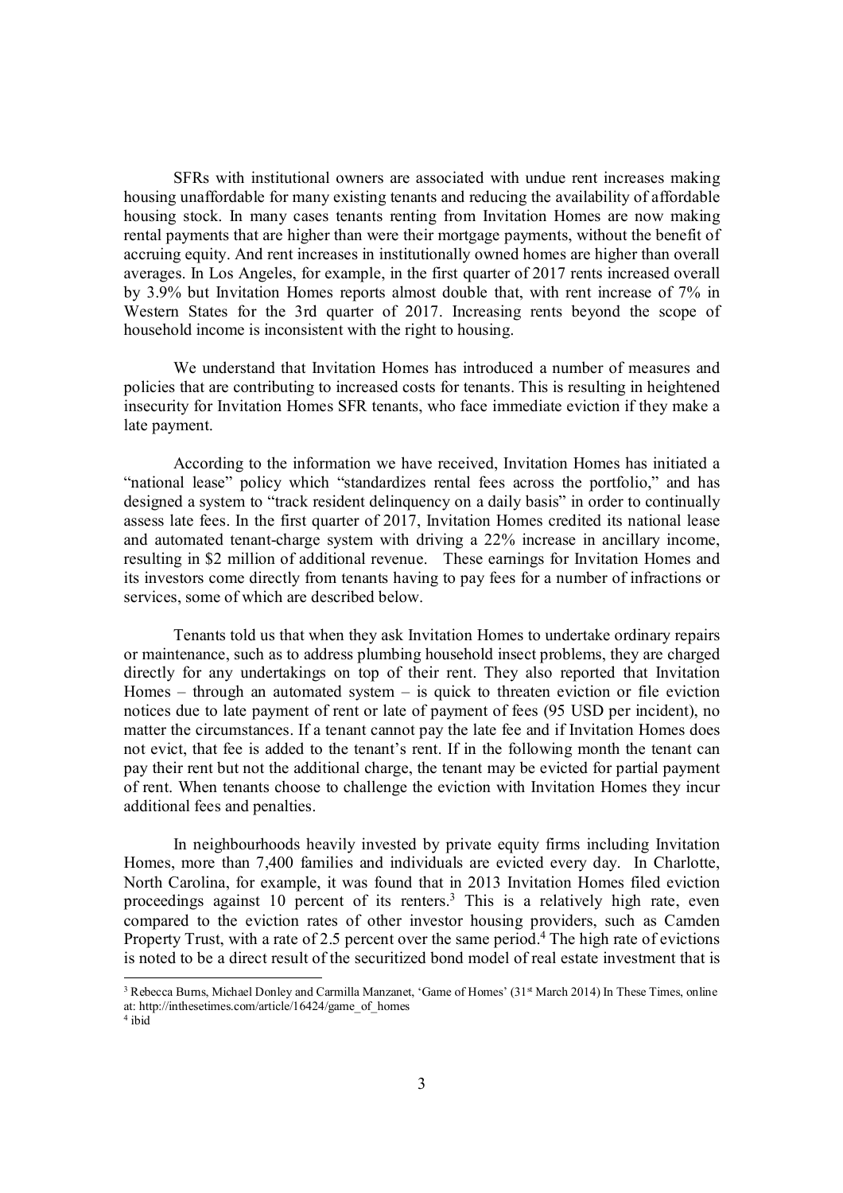SFRs with institutional owners are associated with undue rent increases making housing unaffordable for many existing tenants and reducing the availability of affordable housing stock. In many cases tenants renting from Invitation Homes are now making rental payments that are higher than were their mortgage payments, without the benefit of accruing equity. And rent increases in institutionally owned homes are higher than overall averages. In Los Angeles, for example, in the first quarter of 2017 rents increased overall by 3.9% but Invitation Homes reports almost double that, with rent increase of 7% in Western States for the 3rd quarter of 2017. Increasing rents beyond the scope of household income is inconsistent with the right to housing.

We understand that Invitation Homes has introduced a number of measures and policies that are contributing to increased costs for tenants. This is resulting in heightened insecurity for Invitation Homes SFR tenants, who face immediate eviction if they make a late payment.

According to the information we have received, Invitation Homes has initiated a "national lease" policy which "standardizes rental fees across the portfolio," and has designed a system to "track resident delinquency on a daily basis" in order to continually assess late fees. In the first quarter of 2017, Invitation Homes credited its national lease and automated tenant-charge system with driving a 22% increase in ancillary income, resulting in \$2 million of additional revenue. These earnings for Invitation Homes and its investors come directly from tenants having to pay fees for a number of infractions or services, some of which are described below.

Tenants told us that when they ask Invitation Homes to undertake ordinary repairs or maintenance, such as to address plumbing household insect problems, they are charged directly for any undertakings on top of their rent. They also reported that Invitation Homes – through an automated system – is quick to threaten eviction or file eviction notices due to late payment of rent or late of payment of fees (95 USD per incident), no matter the circumstances. If a tenant cannot pay the late fee and if Invitation Homes does not evict, that fee is added to the tenant's rent. If in the following month the tenant can pay their rent but not the additional charge, the tenant may be evicted for partial payment of rent. When tenants choose to challenge the eviction with Invitation Homes they incur additional fees and penalties.

In neighbourhoods heavily invested by private equity firms including Invitation Homes, more than 7,400 families and individuals are evicted every day. In Charlotte, North Carolina, for example, it was found that in 2013 Invitation Homes filed eviction proceedings against 10 percent of its renters.[3] This is a relatively high rate, even compared to the eviction rates of other investor housing providers, such as Camden Property Trust, with a rate of 2.5 percent over the same period.[4] The high rate of evictions is noted to be a direct result of the securitized bond model of real estate investment that is

[3] Rebecca Burns, Michael Donley and Carmilla Manzanet, 'Game of Homes' (31st March 2014) In These Times, online at: http://inthesetimes.com/article/16424/game_of_homes

[4] ibid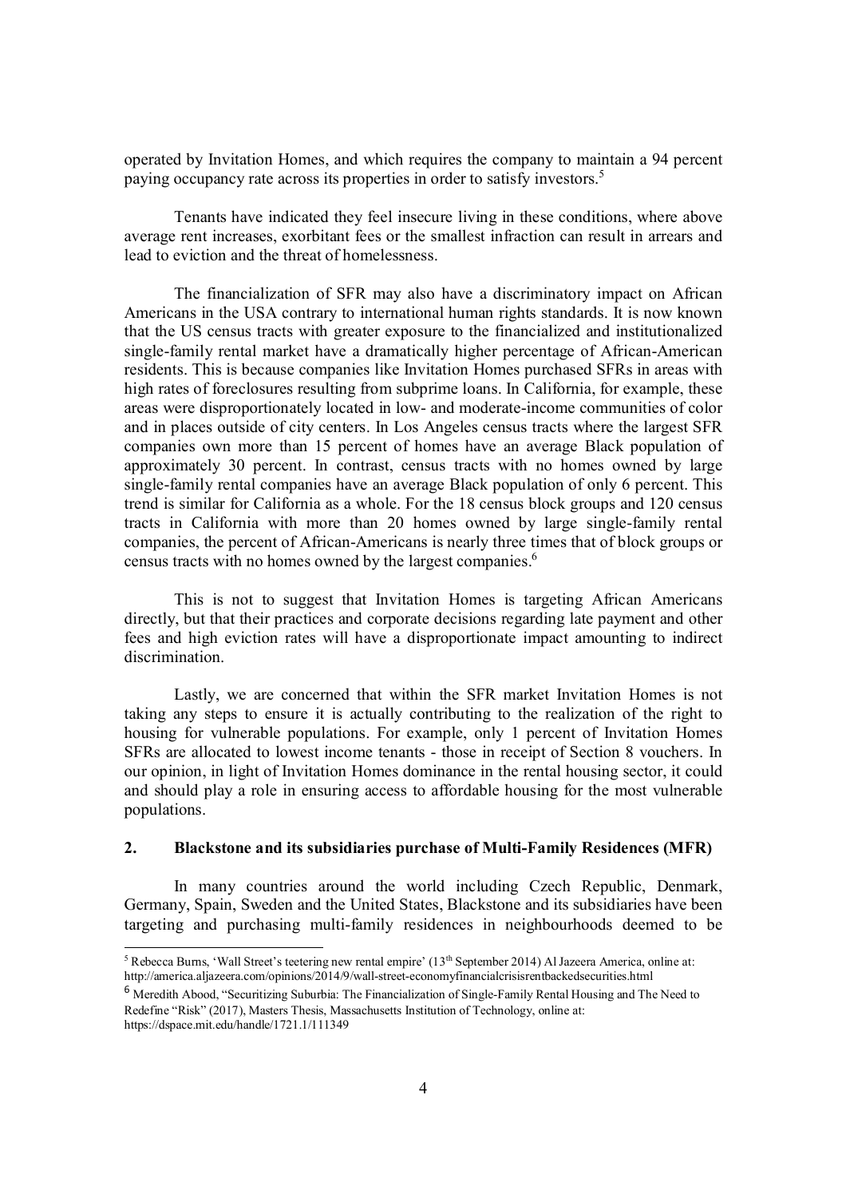operated by Invitation Homes, and which requires the company to maintain a 94 percent paying occupancy rate across its properties in order to satisfy investors.[5]

Tenants have indicated they feel insecure living in these conditions, where above average rent increases, exorbitant fees or the smallest infraction can result in arrears and lead to eviction and the threat of homelessness.

The financialization of SFR may also have a discriminatory impact on African Americans in the USA contrary to international human rights standards. It is now known that the US census tracts with greater exposure to the financialized and institutionalized single-family rental market have a dramatically higher percentage of African-American residents. This is because companies like Invitation Homes purchased SFRs in areas with high rates of foreclosures resulting from subprime loans. In California, for example, these areas were disproportionately located in low- and moderate-income communities of color and in places outside of city centers. In Los Angeles census tracts where the largest SFR companies own more than 15 percent of homes have an average Black population of approximately 30 percent. In contrast, census tracts with no homes owned by large single-family rental companies have an average Black population of only 6 percent. This trend is similar for California as a whole. For the 18 census block groups and 120 census tracts in California with more than 20 homes owned by large single-family rental companies, the percent of African-Americans is nearly three times that of block groups or census tracts with no homes owned by the largest companies.[6]

This is not to suggest that Invitation Homes is targeting African Americans directly, but that their practices and corporate decisions regarding late payment and other fees and high eviction rates will have a disproportionate impact amounting to indirect discrimination.

Lastly, we are concerned that within the SFR market Invitation Homes is not taking any steps to ensure it is actually contributing to the realization of the right to housing for vulnerable populations. For example, only 1 percent of Invitation Homes SFRs are allocated to lowest income tenants - those in receipt of Section 8 vouchers. In our opinion, in light of Invitation Homes dominance in the rental housing sector, it could and should play a role in ensuring access to affordable housing for the most vulnerable populations.

## 2. Blackstone and its subsidiaries purchase of Multi-Family Residences (MFR)

In many countries around the world including Czech Republic, Denmark, Germany, Spain, Sweden and the United States, Blackstone and its subsidiaries have been targeting and purchasing multi-family residences in neighbourhoods deemed to be

---

[5] Rebecca Burns, 'Wall Street's teetering new rental empire' (13th September 2014) Al Jazeera America, online at: http://america.aljazeera.com/opinions/2014/9/wall-street-economyfinancialcrisisrentbackedsecurities.html

[6] Meredith Abood, "Securitizing Suburbia: The Financialization of Single-Family Rental Housing and The Need to Redefine "Risk" (2017), Masters Thesis, Massachusetts Institution of Technology, online at: https://dspace.mit.edu/handle/1721.1/111349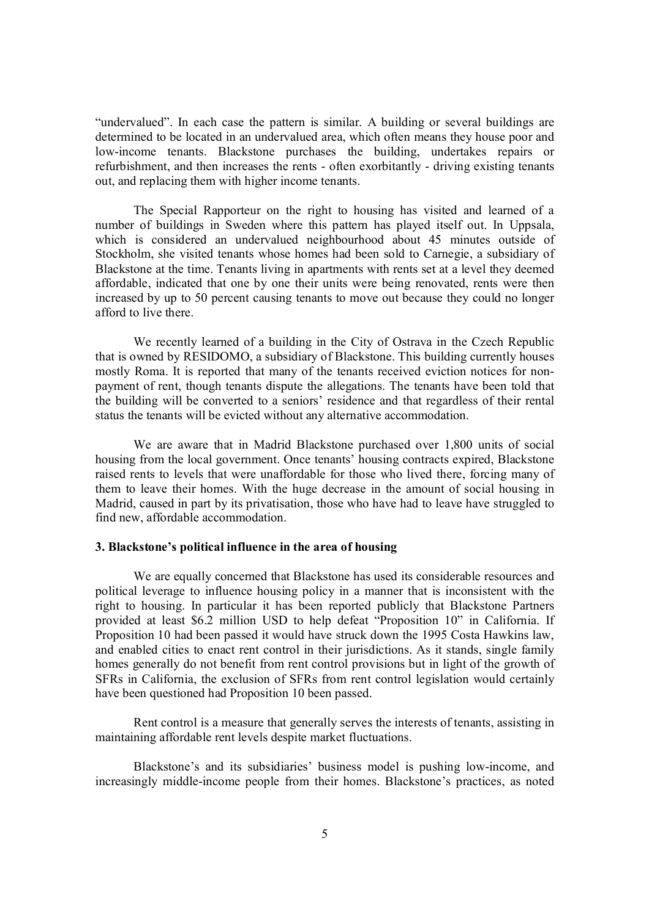"undervalued". In each case the pattern is similar. A building or several buildings are determined to be located in an undervalued area, which often means they house poor and low-income tenants. Blackstone purchases the building, undertakes repairs or refurbishment, and then increases the rents - often exorbitantly - driving existing tenants out, and replacing them with higher income tenants.

The Special Rapporteur on the right to housing has visited and learned of a number of buildings in Sweden where this pattern has played itself out. In Uppsala, which is considered an undervalued neighbourhood about 45 minutes outside of Stockholm, she visited tenants whose homes had been sold to Carnegie, a subsidiary of Blackstone at the time. Tenants living in apartments with rents set at a level they deemed affordable, indicated that one by one their units were being renovated, rents were then increased by up to 50 percent causing tenants to move out because they could no longer afford to live there.

We recently learned of a building in the City of Ostrava in the Czech Republic that is owned by RESIDOMO, a subsidiary of Blackstone. This building currently houses mostly Roma. It is reported that many of the tenants received eviction notices for non-payment of rent, though tenants dispute the allegations. The tenants have been told that the building will be converted to a seniors' residence and that regardless of their rental status the tenants will be evicted without any alternative accommodation.

We are aware that in Madrid Blackstone purchased over 1,800 units of social housing from the local government. Once tenants' housing contracts expired, Blackstone raised rents to levels that were unaffordable for those who lived there, forcing many of them to leave their homes. With the huge decrease in the amount of social housing in Madrid, caused in part by its privatisation, those who have had to leave have struggled to find new, affordable accommodation.

**3. Blackstone's political influence in the area of housing**

We are equally concerned that Blackstone has used its considerable resources and political leverage to influence housing policy in a manner that is inconsistent with the right to housing. In particular it has been reported publicly that Blackstone Partners provided at least $6.2 million USD to help defeat "Proposition 10" in California. If Proposition 10 had been passed it would have struck down the 1995 Costa Hawkins law, and enabled cities to enact rent control in their jurisdictions. As it stands, single family homes generally do not benefit from rent control provisions but in light of the growth of SFRs in California, the exclusion of SFRs from rent control legislation would certainly have been questioned had Proposition 10 been passed.

Rent control is a measure that generally serves the interests of tenants, assisting in maintaining affordable rent levels despite market fluctuations.

Blackstone's and its subsidiaries' business model is pushing low-income, and increasingly middle-income people from their homes. Blackstone's practices, as noted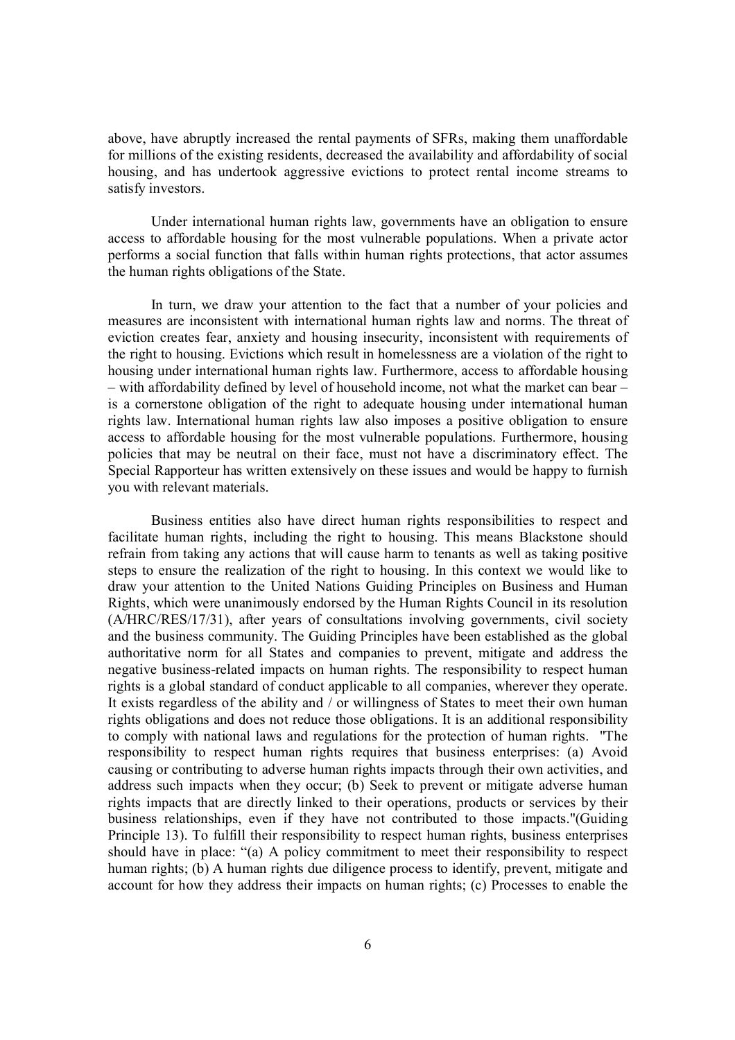above, have abruptly increased the rental payments of SFRs, making them unaffordable for millions of the existing residents, decreased the availability and affordability of social housing, and has undertook aggressive evictions to protect rental income streams to satisfy investors.

Under international human rights law, governments have an obligation to ensure access to affordable housing for the most vulnerable populations. When a private actor performs a social function that falls within human rights protections, that actor assumes the human rights obligations of the State.

In turn, we draw your attention to the fact that a number of your policies and measures are inconsistent with international human rights law and norms. The threat of eviction creates fear, anxiety and housing insecurity, inconsistent with requirements of the right to housing. Evictions which result in homelessness are a violation of the right to housing under international human rights law. Furthermore, access to affordable housing – with affordability defined by level of household income, not what the market can bear – is a cornerstone obligation of the right to adequate housing under international human rights law. International human rights law also imposes a positive obligation to ensure access to affordable housing for the most vulnerable populations. Furthermore, housing policies that may be neutral on their face, must not have a discriminatory effect. The Special Rapporteur has written extensively on these issues and would be happy to furnish you with relevant materials.

Business entities also have direct human rights responsibilities to respect and facilitate human rights, including the right to housing. This means Blackstone should refrain from taking any actions that will cause harm to tenants as well as taking positive steps to ensure the realization of the right to housing. In this context we would like to draw your attention to the United Nations Guiding Principles on Business and Human Rights, which were unanimously endorsed by the Human Rights Council in its resolution (A/HRC/RES/17/31), after years of consultations involving governments, civil society and the business community. The Guiding Principles have been established as the global authoritative norm for all States and companies to prevent, mitigate and address the negative business-related impacts on human rights. The responsibility to respect human rights is a global standard of conduct applicable to all companies, wherever they operate. It exists regardless of the ability and / or willingness of States to meet their own human rights obligations and does not reduce those obligations. It is an additional responsibility to comply with national laws and regulations for the protection of human rights. "The responsibility to respect human rights requires that business enterprises: (a) Avoid causing or contributing to adverse human rights impacts through their own activities, and address such impacts when they occur; (b) Seek to prevent or mitigate adverse human rights impacts that are directly linked to their operations, products or services by their business relationships, even if they have not contributed to those impacts."(Guiding Principle 13). To fulfill their responsibility to respect human rights, business enterprises should have in place: "(a) A policy commitment to meet their responsibility to respect human rights; (b) A human rights due diligence process to identify, prevent, mitigate and account for how they address their impacts on human rights; (c) Processes to enable the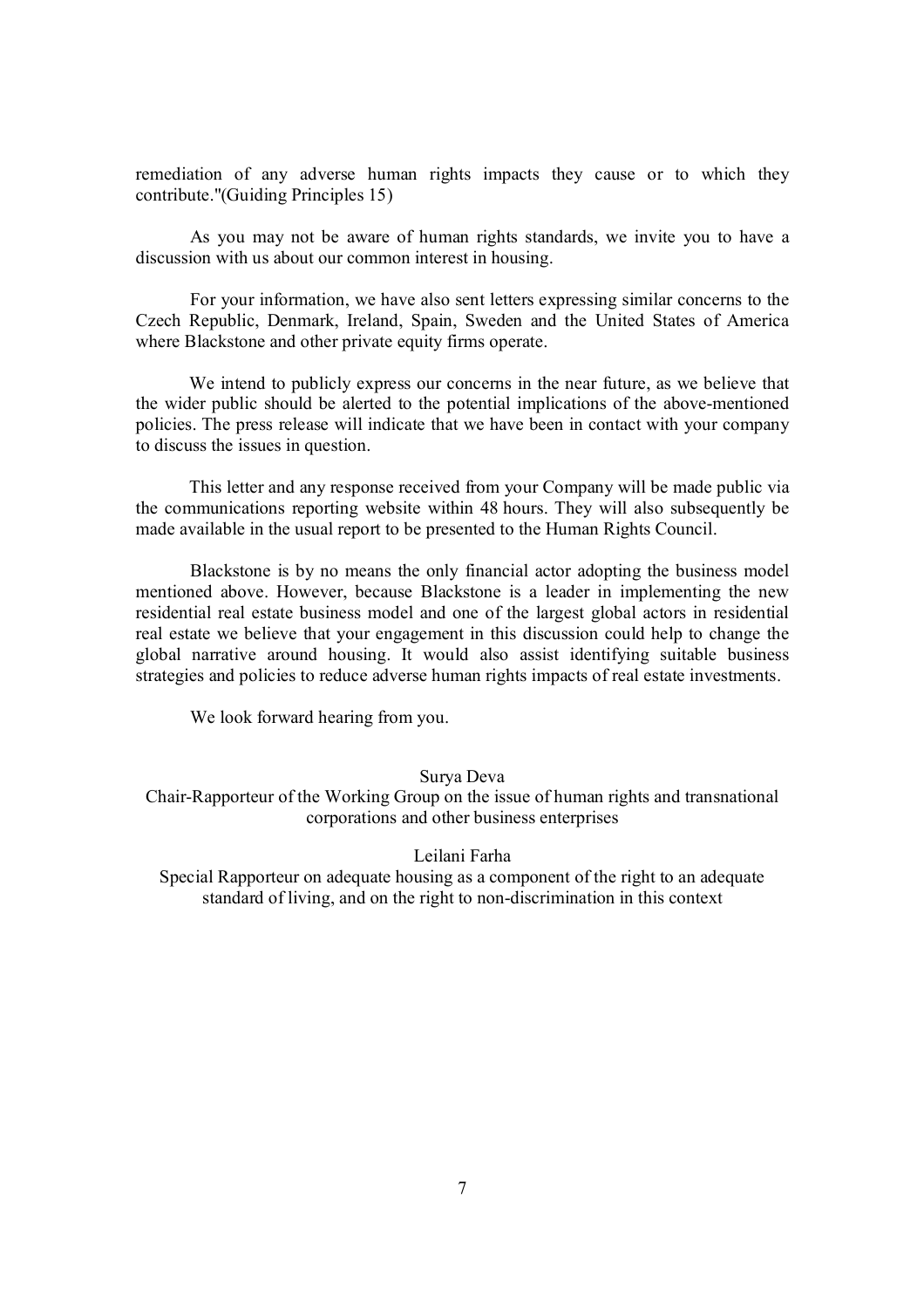remediation of any adverse human rights impacts they cause or to which they contribute."(Guiding Principles 15)

As you may not be aware of human rights standards, we invite you to have a discussion with us about our common interest in housing.

For your information, we have also sent letters expressing similar concerns to the Czech Republic, Denmark, Ireland, Spain, Sweden and the United States of America where Blackstone and other private equity firms operate.

We intend to publicly express our concerns in the near future, as we believe that the wider public should be alerted to the potential implications of the above-mentioned policies. The press release will indicate that we have been in contact with your company to discuss the issues in question.

This letter and any response received from your Company will be made public via the communications reporting website within 48 hours. They will also subsequently be made available in the usual report to be presented to the Human Rights Council.

Blackstone is by no means the only financial actor adopting the business model mentioned above. However, because Blackstone is a leader in implementing the new residential real estate business model and one of the largest global actors in residential real estate we believe that your engagement in this discussion could help to change the global narrative around housing. It would also assist identifying suitable business strategies and policies to reduce adverse human rights impacts of real estate investments.

We look forward hearing from you.

Surya Deva
Chair-Rapporteur of the Working Group on the issue of human rights and transnational corporations and other business enterprises

Leilani Farha
Special Rapporteur on adequate housing as a component of the right to an adequate standard of living, and on the right to non-discrimination in this context